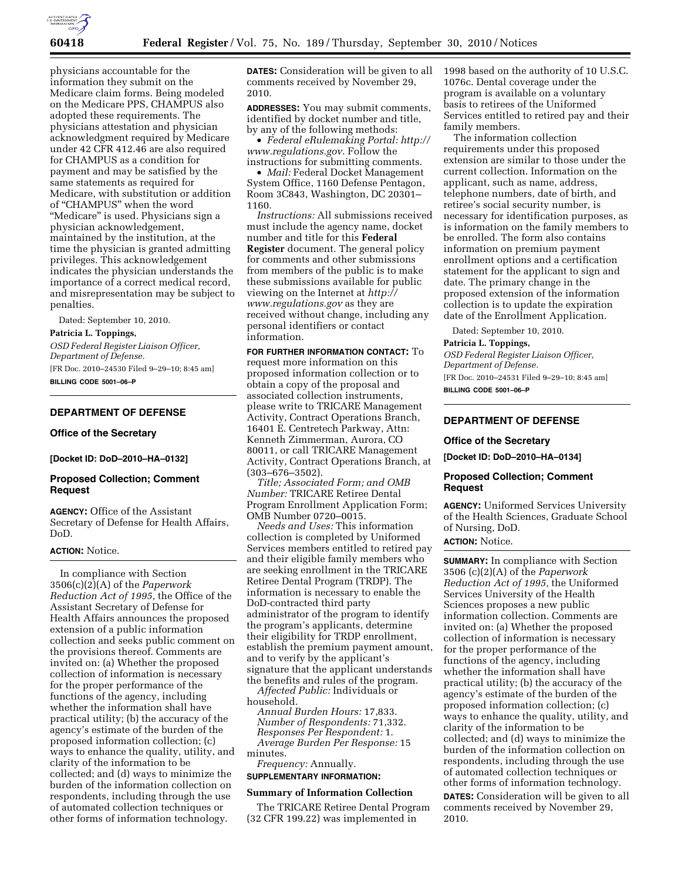physicians accountable for the information they submit on the Medicare claim forms. Being modeled on the Medicare PPS, CHAMPUS also adopted these requirements. The physicians attestation and physician acknowledgment required by Medicare under 42 CFR 412.46 are also required for CHAMPUS as a condition for payment and may be satisfied by the same statements as required for Medicare, with substitution or addition of "CHAMPUS" when the word "Medicare" is used. Physicians sign a physician acknowledgement, maintained by the institution, at the time the physician is granted admitting privileges. This acknowledgement indicates the physician understands the importance of a correct medical record, and misrepresentation may be subject to penalties.

Dated: September 10, 2010.

**Patricia L. Toppings,**

*OSD Federal Register Liaison Officer, Department of Defense.*

[FR Doc. 2010–24530 Filed 9–29–10; 8:45 am]

**BILLING CODE 5001–06–P**

## DEPARTMENT OF DEFENSE

### Office of the Secretary

**[Docket ID: DoD–2010–HA–0132]**

### Proposed Collection; Comment Request

**AGENCY:** Office of the Assistant Secretary of Defense for Health Affairs, DoD.

**ACTION:** Notice.

In compliance with Section 3506(c)(2)(A) of the *Paperwork Reduction Act of 1995,* the Office of the Assistant Secretary of Defense for Health Affairs announces the proposed extension of a public information collection and seeks public comment on the provisions thereof. Comments are invited on: (a) Whether the proposed collection of information is necessary for the proper performance of the functions of the agency, including whether the information shall have practical utility; (b) the accuracy of the agency's estimate of the burden of the proposed information collection; (c) ways to enhance the quality, utility, and clarity of the information to be collected; and (d) ways to minimize the burden of the information collection on respondents, including through the use of automated collection techniques or other forms of information technology.

**DATES:** Consideration will be given to all comments received by November 29, 2010.

**ADDRESSES:** You may submit comments, identified by docket number and title, by any of the following methods:

- *Federal eRulemaking Portal: http://www.regulations.gov.* Follow the instructions for submitting comments.
- *Mail:* Federal Docket Management System Office, 1160 Defense Pentagon, Room 3C843, Washington, DC 20301–1160.

*Instructions:* All submissions received must include the agency name, docket number and title for this **Federal Register** document. The general policy for comments and other submissions from members of the public is to make these submissions available for public viewing on the Internet at *http://www.regulations.gov* as they are received without change, including any personal identifiers or contact information.

**FOR FURTHER INFORMATION CONTACT:** To request more information on this proposed information collection or to obtain a copy of the proposal and associated collection instruments, please write to TRICARE Management Activity, Contract Operations Branch, 16401 E. Centretech Parkway, Attn: Kenneth Zimmerman, Aurora, CO 80011, or call TRICARE Management Activity, Contract Operations Branch, at (303–676–3502).

*Title; Associated Form; and OMB Number:* TRICARE Retiree Dental Program Enrollment Application Form; OMB Number 0720–0015.

*Needs and Uses:* This information collection is completed by Uniformed Services members entitled to retired pay and their eligible family members who are seeking enrollment in the TRICARE Retiree Dental Program (TRDP). The information is necessary to enable the DoD-contracted third party administrator of the program to identify the program's applicants, determine their eligibility for TRDP enrollment, establish the premium payment amount, and to verify by the applicant's signature that the applicant understands the benefits and rules of the program.

*Affected Public:* Individuals or household.

*Annual Burden Hours:* 17,833.

*Number of Respondents:* 71,332.

*Responses Per Respondent:* 1.

*Average Burden Per Response:* 15 minutes.

*Frequency:* Annually.

**SUPPLEMENTARY INFORMATION:**

### Summary of Information Collection

The TRICARE Retiree Dental Program (32 CFR 199.22) was implemented in 1998 based on the authority of 10 U.S.C. 1076c. Dental coverage under the program is available on a voluntary basis to retirees of the Uniformed Services entitled to retired pay and their family members.

The information collection requirements under this proposed extension are similar to those under the current collection. Information on the applicant, such as name, address, telephone numbers, date of birth, and retiree's social security number, is necessary for identification purposes, as is information on the family members to be enrolled. The form also contains information on premium payment enrollment options and a certification statement for the applicant to sign and date. The primary change in the proposed extension of the information collection is to update the expiration date of the Enrollment Application.

Dated: September 10, 2010.

**Patricia L. Toppings,**

*OSD Federal Register Liaison Officer, Department of Defense.*

[FR Doc. 2010–24531 Filed 9–29–10; 8:45 am]

**BILLING CODE 5001–06–P**

## DEPARTMENT OF DEFENSE

### Office of the Secretary

**[Docket ID: DoD–2010–HA–0134]**

### Proposed Collection; Comment Request

**AGENCY:** Uniformed Services University of the Health Sciences, Graduate School of Nursing, DoD.

**ACTION:** Notice.

**SUMMARY:** In compliance with Section 3506 (c)(2)(A) of the *Paperwork Reduction Act of 1995,* the Uniformed Services University of the Health Sciences proposes a new public information collection. Comments are invited on: (a) Whether the proposed collection of information is necessary for the proper performance of the functions of the agency, including whether the information shall have practical utility; (b) the accuracy of the agency's estimate of the burden of the proposed information collection; (c) ways to enhance the quality, utility, and clarity of the information to be collected; and (d) ways to minimize the burden of the information collection on respondents, including through the use of automated collection techniques or other forms of information technology.

**DATES:** Consideration will be given to all comments received by November 29, 2010.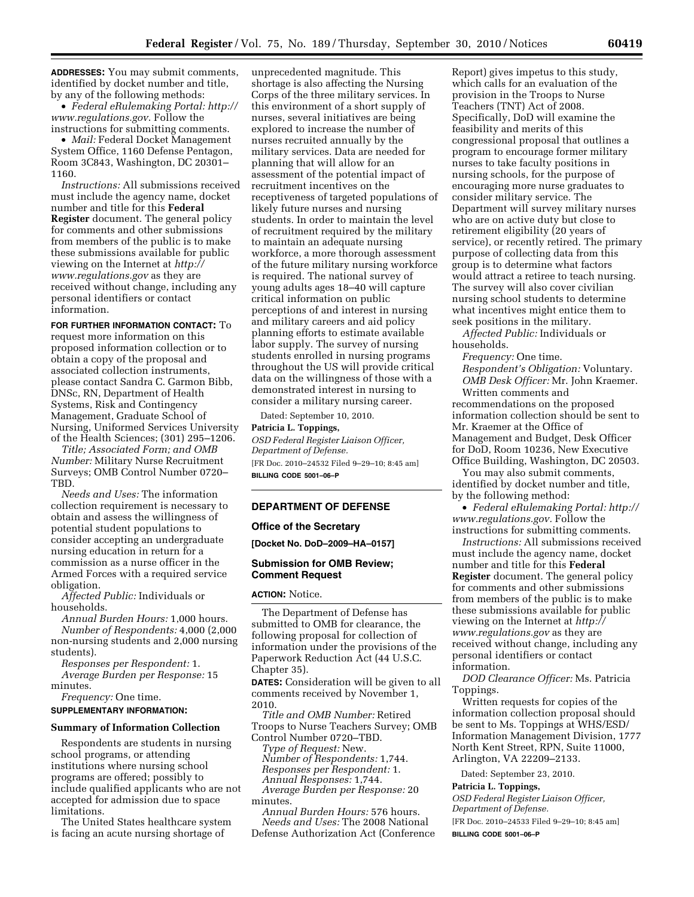**ADDRESSES:** You may submit comments, identified by docket number and title, by any of the following methods:

- *Federal eRulemaking Portal: http://www.regulations.gov*. Follow the instructions for submitting comments.
- *Mail:* Federal Docket Management System Office, 1160 Defense Pentagon, Room 3C843, Washington, DC 20301–1160.

*Instructions:* All submissions received must include the agency name, docket number and title for this **Federal Register** document. The general policy for comments and other submissions from members of the public is to make these submissions available for public viewing on the Internet at *http://www.regulations.gov* as they are received without change, including any personal identifiers or contact information.

**FOR FURTHER INFORMATION CONTACT:** To request more information on this proposed information collection or to obtain a copy of the proposal and associated collection instruments, please contact Sandra C. Garmon Bibb, DNSc, RN, Department of Health Systems, Risk and Contingency Management, Graduate School of Nursing, Uniformed Services University of the Health Sciences; (301) 295–1206.

*Title; Associated Form; and OMB Number:* Military Nurse Recruitment Surveys; OMB Control Number 0720–TBD.

*Needs and Uses:* The information collection requirement is necessary to obtain and assess the willingness of potential student populations to consider accepting an undergraduate nursing education in return for a commission as a nurse officer in the Armed Forces with a required service obligation.

*Affected Public:* Individuals or households.

*Annual Burden Hours:* 1,000 hours.

*Number of Respondents:* 4,000 (2,000 non-nursing students and 2,000 nursing students).

*Responses per Respondent:* 1.

*Average Burden per Response:* 15 minutes.

*Frequency:* One time.

**SUPPLEMENTARY INFORMATION:**

**Summary of Information Collection**

Respondents are students in nursing school programs, or attending institutions where nursing school programs are offered; possibly to include qualified applicants who are not accepted for admission due to space limitations.

The United States healthcare system is facing an acute nursing shortage of unprecedented magnitude. This shortage is also affecting the Nursing Corps of the three military services. In this environment of a short supply of nurses, several initiatives are being explored to increase the number of nurses recruited annually by the military services. Data are needed for planning that will allow for an assessment of the potential impact of recruitment incentives on the receptiveness of targeted populations of likely future nurses and nursing students. In order to maintain the level of recruitment required by the military to maintain an adequate nursing workforce, a more thorough assessment of the future military nursing workforce is required. The national survey of young adults ages 18–40 will capture critical information on public perceptions of and interest in nursing and military careers and aid policy planning efforts to estimate available labor supply. The survey of nursing students enrolled in nursing programs throughout the US will provide critical data on the willingness of those with a demonstrated interest in nursing to consider a military nursing career.

Dated: September 10, 2010.

**Patricia L. Toppings,**

*OSD Federal Register Liaison Officer, Department of Defense.*

[FR Doc. 2010–24532 Filed 9–29–10; 8:45 am]

**BILLING CODE 5001–06–P**

## DEPARTMENT OF DEFENSE

### Office of the Secretary

**[Docket No. DoD–2009–HA–0157]**

### Submission for OMB Review; Comment Request

**ACTION:** Notice.

The Department of Defense has submitted to OMB for clearance, the following proposal for collection of information under the provisions of the Paperwork Reduction Act (44 U.S.C. Chapter 35).

**DATES:** Consideration will be given to all comments received by November 1, 2010.

*Title and OMB Number:* Retired Troops to Nurse Teachers Survey; OMB Control Number 0720–TBD.

*Type of Request:* New.

*Number of Respondents:* 1,744.

*Responses per Respondent:* 1.

*Annual Responses:* 1,744.

*Average Burden per Response:* 20 minutes.

*Annual Burden Hours:* 576 hours.

*Needs and Uses:* The 2008 National Defense Authorization Act (Conference Report) gives impetus to this study, which calls for an evaluation of the provision in the Troops to Nurse Teachers (TNT) Act of 2008. Specifically, DoD will examine the feasibility and merits of this congressional proposal that outlines a program to encourage former military nurses to take faculty positions in nursing schools, for the purpose of encouraging more nurse graduates to consider military service. The Department will survey military nurses who are on active duty but close to retirement eligibility (20 years of service), or recently retired. The primary purpose of collecting data from this group is to determine what factors would attract a retiree to teach nursing. The survey will also cover civilian nursing school students to determine what incentives might entice them to seek positions in the military.

*Affected Public:* Individuals or households.

*Frequency:* One time.

*Respondent's Obligation:* Voluntary.

*OMB Desk Officer:* Mr. John Kraemer.

Written comments and recommendations on the proposed information collection should be sent to Mr. Kraemer at the Office of Management and Budget, Desk Officer for DoD, Room 10236, New Executive Office Building, Washington, DC 20503.

You may also submit comments, identified by docket number and title, by the following method:

- *Federal eRulemaking Portal: http://www.regulations.gov.* Follow the instructions for submitting comments.

*Instructions:* All submissions received must include the agency name, docket number and title for this **Federal Register** document. The general policy for comments and other submissions from members of the public is to make these submissions available for public viewing on the Internet at *http://www.regulations.gov* as they are received without change, including any personal identifiers or contact information.

*DOD Clearance Officer:* Ms. Patricia Toppings.

Written requests for copies of the information collection proposal should be sent to Ms. Toppings at WHS/ESD/Information Management Division, 1777 North Kent Street, RPN, Suite 11000, Arlington, VA 22209–2133.

Dated: September 23, 2010.

**Patricia L. Toppings,**

*OSD Federal Register Liaison Officer, Department of Defense.*

[FR Doc. 2010–24533 Filed 9–29–10; 8:45 am]

**BILLING CODE 5001–06–P**